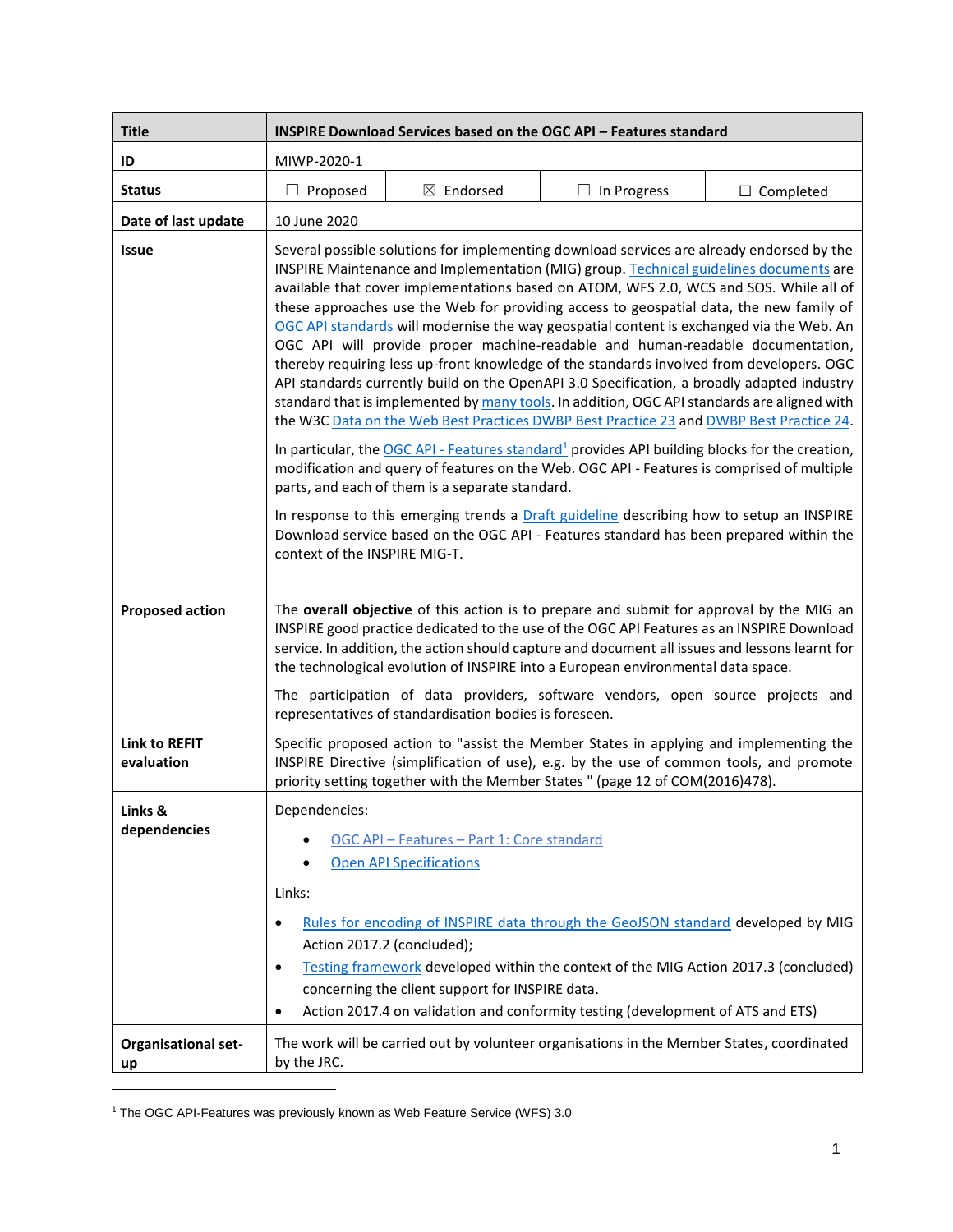| Title | INSPIRE Download Services based on the OGC API – Features standard |
|---|---|
| ID | MIWP-2020-1 |
| Status | ☐ Proposed ☒ Endorsed ☐ In Progress ☐ Completed |
| Date of last update | 10 June 2020 |
| Issue | Several possible solutions for implementing download services are already endorsed by the INSPIRE Maintenance and Implementation (MIG) group. Technical guidelines documents are available that cover implementations based on ATOM, WFS 2.0, WCS and SOS. While all of these approaches use the Web for providing access to geospatial data, the new family of OGC API standards will modernise the way geospatial content is exchanged via the Web. An OGC API will provide proper machine-readable and human-readable documentation, thereby requiring less up-front knowledge of the standards involved from developers. OGC API standards currently build on the OpenAPI 3.0 Specification, a broadly adapted industry standard that is implemented by many tools. In addition, OGC API standards are aligned with the W3C Data on the Web Best Practices DWBP Best Practice 23 and DWBP Best Practice 24.<br><br>In particular, the OGC API - Features standard[1] provides API building blocks for the creation, modification and query of features on the Web. OGC API - Features is comprised of multiple parts, and each of them is a separate standard.<br><br>In response to this emerging trends a Draft guideline describing how to setup an INSPIRE Download service based on the OGC API - Features standard has been prepared within the context of the INSPIRE MIG-T. |
| Proposed action | The **overall objective** of this action is to prepare and submit for approval by the MIG an INSPIRE good practice dedicated to the use of the OGC API Features as an INSPIRE Download service. In addition, the action should capture and document all issues and lessons learnt for the technological evolution of INSPIRE into a European environmental data space.<br><br>The participation of data providers, software vendors, open source projects and representatives of standardisation bodies is foreseen. |
| Link to REFIT evaluation | Specific proposed action to "assist the Member States in applying and implementing the INSPIRE Directive (simplification of use), e.g. by the use of common tools, and promote priority setting together with the Member States " (page 12 of COM(2016)478). |
| Links & dependencies | Dependencies:<br>• OGC API – Features – Part 1: Core standard<br>• Open API Specifications<br><br>Links:<br>• Rules for encoding of INSPIRE data through the GeoJSON standard developed by MIG Action 2017.2 (concluded);<br>• Testing framework developed within the context of the MIG Action 2017.3 (concluded) concerning the client support for INSPIRE data.<br>• Action 2017.4 on validation and conformity testing (development of ATS and ETS) |
| Organisational set-up | The work will be carried out by volunteer organisations in the Member States, coordinated by the JRC. |

[1] The OGC API-Features was previously known as Web Feature Service (WFS) 3.0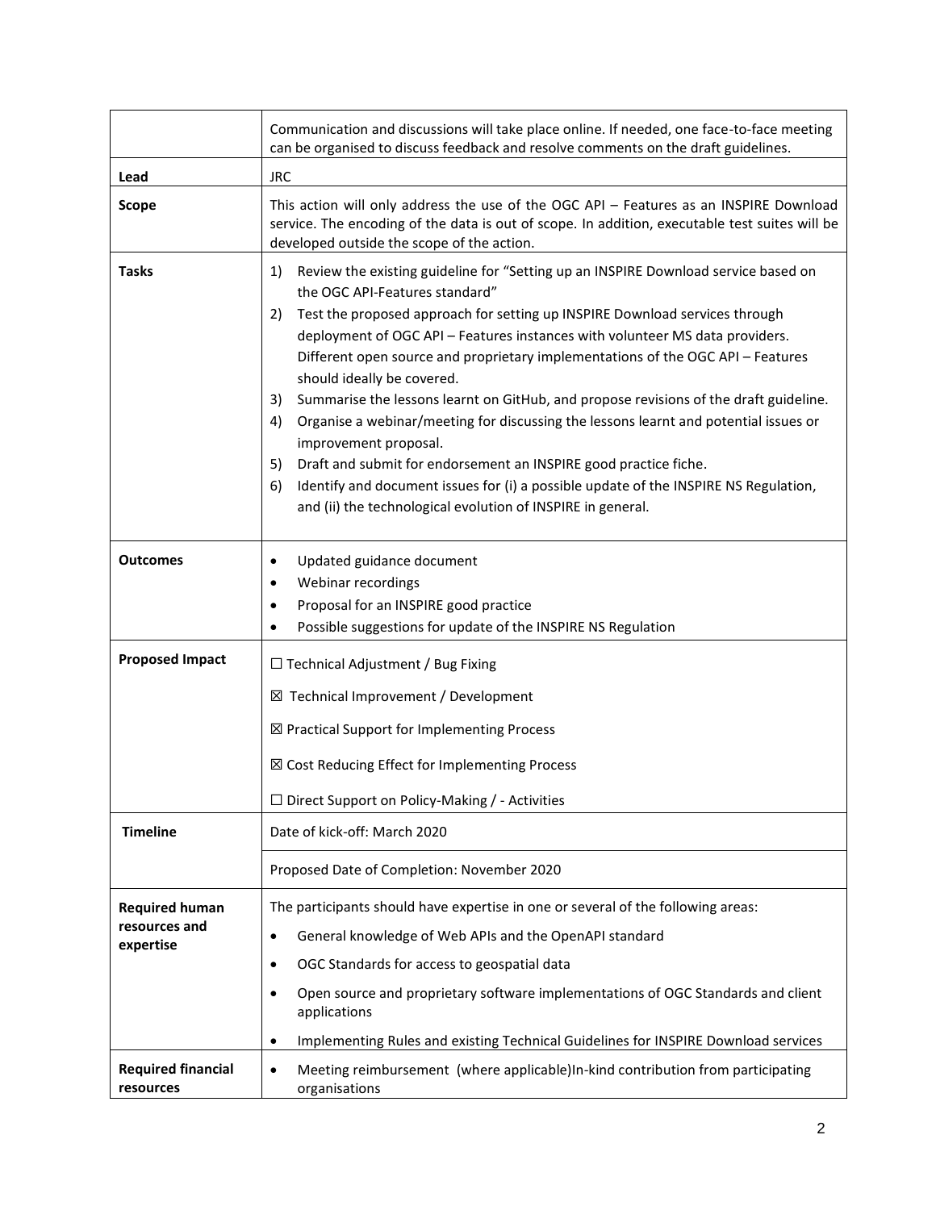| | |
|---|---|
| | Communication and discussions will take place online. If needed, one face-to-face meeting can be organised to discuss feedback and resolve comments on the draft guidelines. |
| **Lead** | JRC |
| **Scope** | This action will only address the use of the OGC API – Features as an INSPIRE Download service. The encoding of the data is out of scope. In addition, executable test suites will be developed outside the scope of the action. |
| **Tasks** | 1) Review the existing guideline for "Setting up an INSPIRE Download service based on the OGC API-Features standard"<br>2) Test the proposed approach for setting up INSPIRE Download services through deployment of OGC API – Features instances with volunteer MS data providers. Different open source and proprietary implementations of the OGC API – Features should ideally be covered.<br>3) Summarise the lessons learnt on GitHub, and propose revisions of the draft guideline.<br>4) Organise a webinar/meeting for discussing the lessons learnt and potential issues or improvement proposal.<br>5) Draft and submit for endorsement an INSPIRE good practice fiche.<br>6) Identify and document issues for (i) a possible update of the INSPIRE NS Regulation, and (ii) the technological evolution of INSPIRE in general. |
| **Outcomes** | • Updated guidance document<br>• Webinar recordings<br>• Proposal for an INSPIRE good practice<br>• Possible suggestions for update of the INSPIRE NS Regulation |
| **Proposed Impact** | ☐ Technical Adjustment / Bug Fixing<br>☒ Technical Improvement / Development<br>☒ Practical Support for Implementing Process<br>☒ Cost Reducing Effect for Implementing Process<br>☐ Direct Support on Policy-Making / - Activities |
| **Timeline** | Date of kick-off: March 2020 |
| | Proposed Date of Completion: November 2020 |
| **Required human resources and expertise** | The participants should have expertise in one or several of the following areas:<br>• General knowledge of Web APIs and the OpenAPI standard<br>• OGC Standards for access to geospatial data<br>• Open source and proprietary software implementations of OGC Standards and client applications<br>• Implementing Rules and existing Technical Guidelines for INSPIRE Download services |
| **Required financial resources** | • Meeting reimbursement (where applicable)In-kind contribution from participating organisations |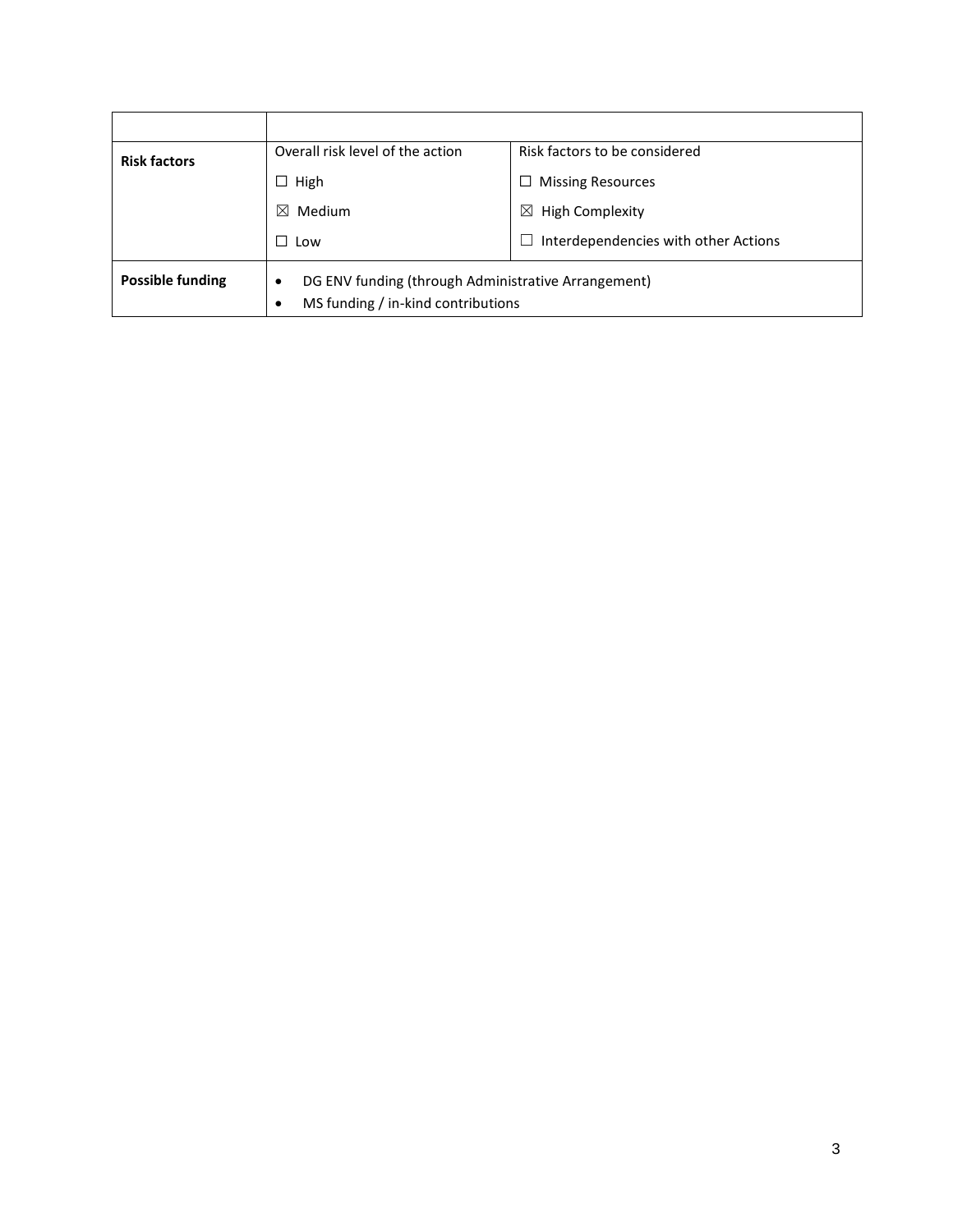| | | |
|---|---|---|
| | | |
| **Risk factors** | Overall risk level of the action<br>☐ High<br>☒ Medium<br>☐ Low | Risk factors to be considered<br>☐ Missing Resources<br>☒ High Complexity<br>☐ Interdependencies with other Actions |
| **Possible funding** | • DG ENV funding (through Administrative Arrangement)<br>• MS funding / in-kind contributions | |